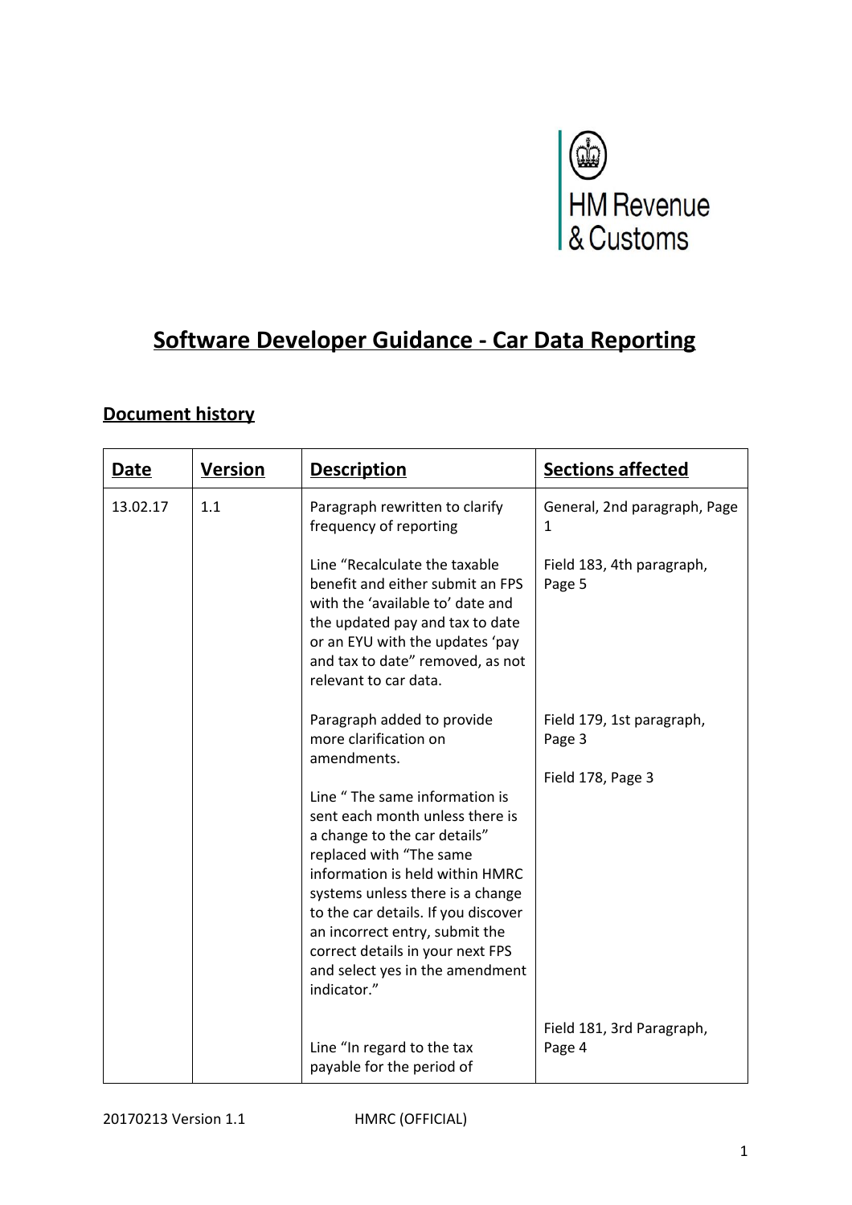# Software Developer Guidance - Car Data Reporting

## Document history

| Date | Version | Description | Sections affected |
|---|---|---|---|
| 13.02.17 | 1.1 | Paragraph rewritten to clarify frequency of reporting | General, 2nd paragraph, Page 1 |
| | | Line "Recalculate the taxable benefit and either submit an FPS with the 'available to' date and the updated pay and tax to date or an EYU with the updates 'pay and tax to date" removed, as not relevant to car data. | Field 183, 4th paragraph, Page 5 |
| | | Paragraph added to provide more clarification on amendments. | Field 179, 1st paragraph, Page 3 |
| | | Line " The same information is sent each month unless there is a change to the car details" replaced with "The same information is held within HMRC systems unless there is a change to the car details. If you discover an incorrect entry, submit the correct details in your next FPS and select yes in the amendment indicator." | Field 178, Page 3 |
| | | Line "In regard to the tax payable for the period of | Field 181, 3rd Paragraph, Page 4 |

20170213 Version 1.1 HMRC (OFFICIAL)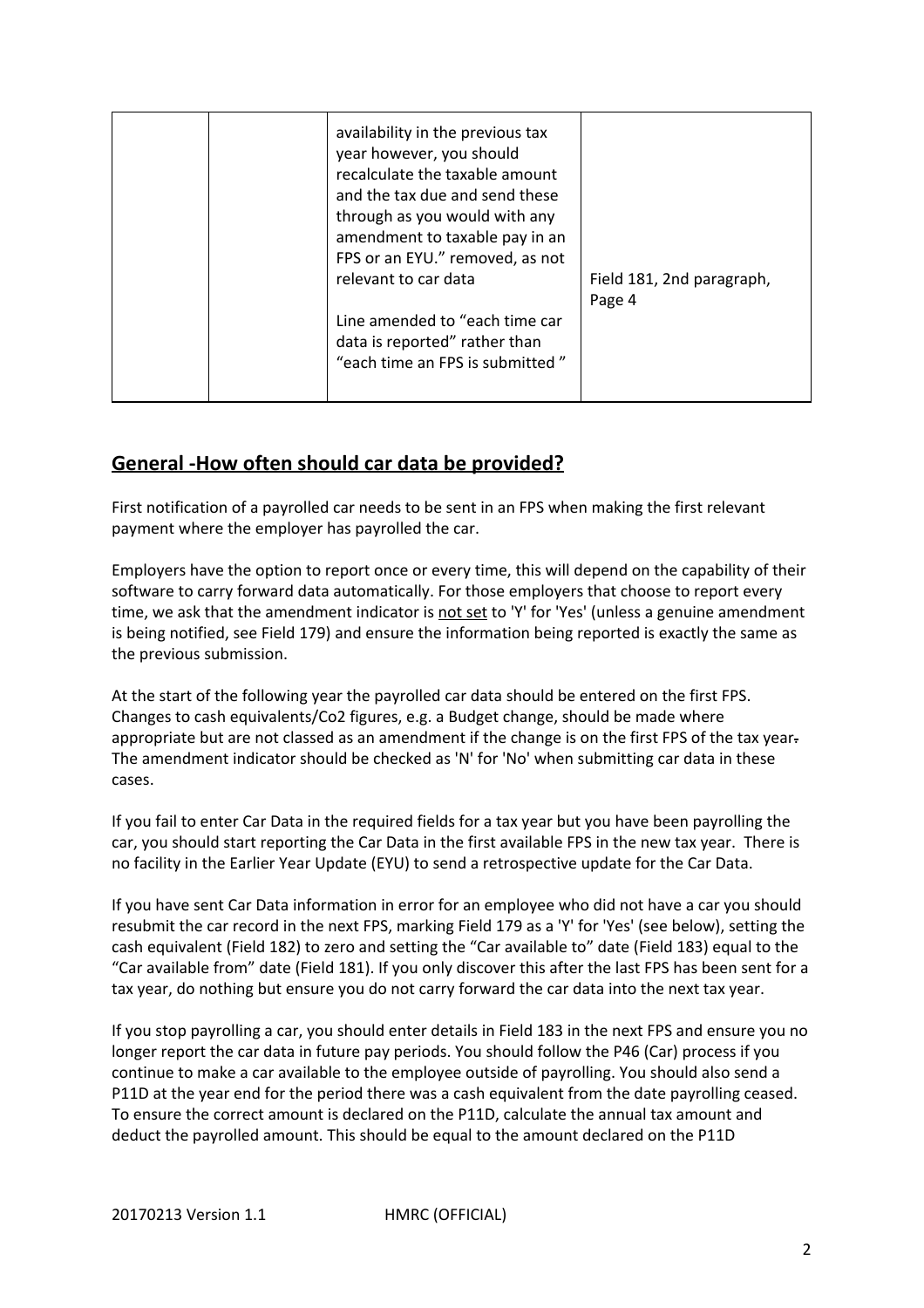|  |  | availability in the previous tax year however, you should recalculate the taxable amount and the tax due and send these through as you would with any amendment to taxable pay in an FPS or an EYU." removed, as not relevant to car data<br><br>Line amended to "each time car data is reported" rather than "each time an FPS is submitted " | Field 181, 2nd paragraph, Page 4 |
|---|---|---|---|

## General -How often should car data be provided?

First notification of a payrolled car needs to be sent in an FPS when making the first relevant payment where the employer has payrolled the car.

Employers have the option to report once or every time, this will depend on the capability of their software to carry forward data automatically. For those employers that choose to report every time, we ask that the amendment indicator is not set to 'Y' for 'Yes' (unless a genuine amendment is being notified, see Field 179) and ensure the information being reported is exactly the same as the previous submission.

At the start of the following year the payrolled car data should be entered on the first FPS. Changes to cash equivalents/Co2 figures, e.g. a Budget change, should be made where appropriate but are not classed as an amendment if the change is on the first FPS of the tax year. The amendment indicator should be checked as 'N' for 'No' when submitting car data in these cases.

If you fail to enter Car Data in the required fields for a tax year but you have been payrolling the car, you should start reporting the Car Data in the first available FPS in the new tax year. There is no facility in the Earlier Year Update (EYU) to send a retrospective update for the Car Data.

If you have sent Car Data information in error for an employee who did not have a car you should resubmit the car record in the next FPS, marking Field 179 as a 'Y' for 'Yes' (see below), setting the cash equivalent (Field 182) to zero and setting the "Car available to" date (Field 183) equal to the "Car available from" date (Field 181). If you only discover this after the last FPS has been sent for a tax year, do nothing but ensure you do not carry forward the car data into the next tax year.

If you stop payrolling a car, you should enter details in Field 183 in the next FPS and ensure you no longer report the car data in future pay periods. You should follow the P46 (Car) process if you continue to make a car available to the employee outside of payrolling. You should also send a P11D at the year end for the period there was a cash equivalent from the date payrolling ceased. To ensure the correct amount is declared on the P11D, calculate the annual tax amount and deduct the payrolled amount. This should be equal to the amount declared on the P11D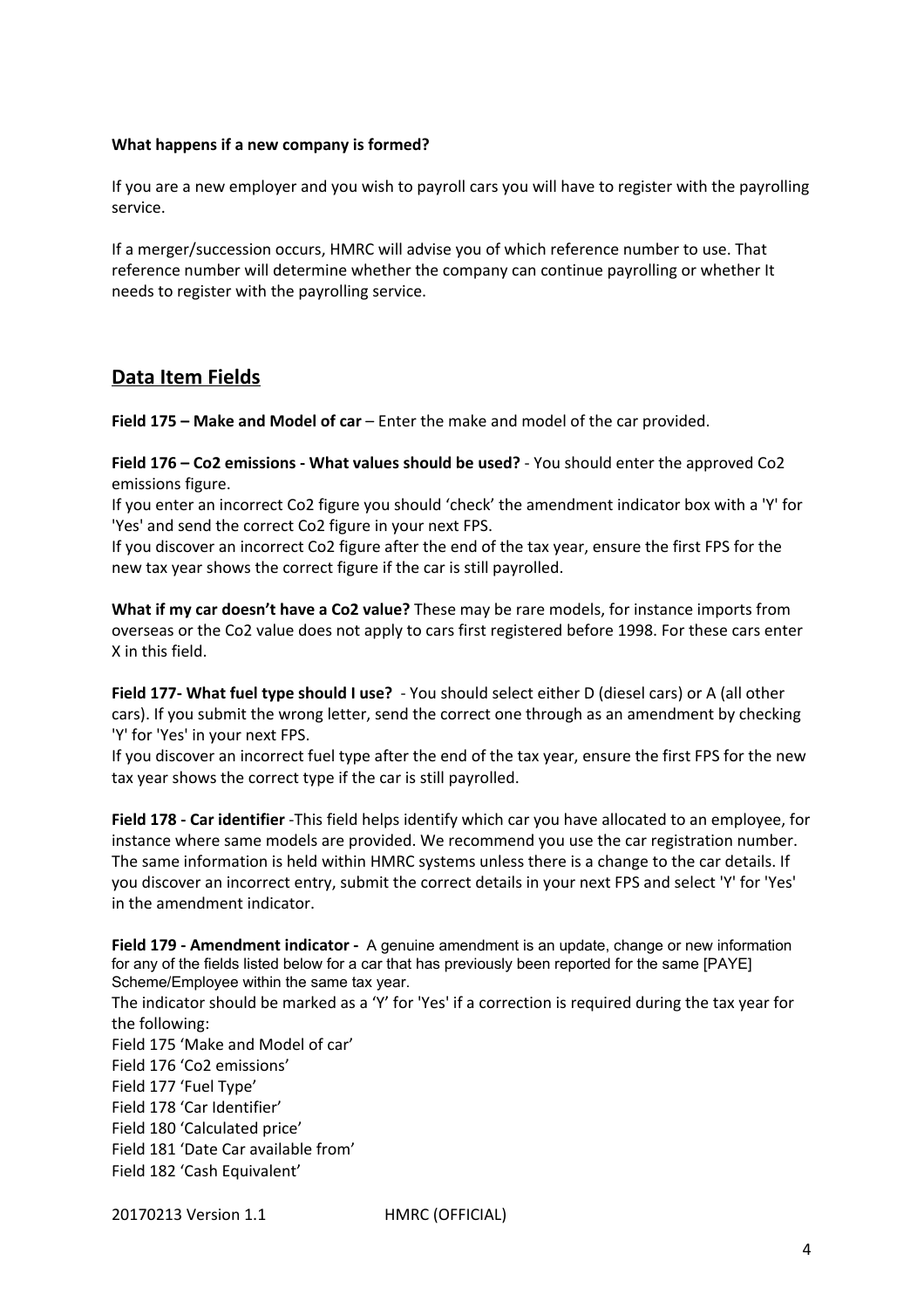**What happens if a new company is formed?**

If you are a new employer and you wish to payroll cars you will have to register with the payrolling service.

If a merger/succession occurs, HMRC will advise you of which reference number to use. That reference number will determine whether the company can continue payrolling or whether It needs to register with the payrolling service.

## Data Item Fields

**Field 175 – Make and Model of car** – Enter the make and model of the car provided.

**Field 176 – Co2 emissions - What values should be used?** - You should enter the approved Co2 emissions figure.
If you enter an incorrect Co2 figure you should 'check' the amendment indicator box with a 'Y' for 'Yes' and send the correct Co2 figure in your next FPS.
If you discover an incorrect Co2 figure after the end of the tax year, ensure the first FPS for the new tax year shows the correct figure if the car is still payrolled.

**What if my car doesn't have a Co2 value?** These may be rare models, for instance imports from overseas or the Co2 value does not apply to cars first registered before 1998. For these cars enter X in this field.

**Field 177- What fuel type should I use?** - You should select either D (diesel cars) or A (all other cars). If you submit the wrong letter, send the correct one through as an amendment by checking 'Y' for 'Yes' in your next FPS.
If you discover an incorrect fuel type after the end of the tax year, ensure the first FPS for the new tax year shows the correct type if the car is still payrolled.

**Field 178 - Car identifier** -This field helps identify which car you have allocated to an employee, for instance where same models are provided. We recommend you use the car registration number. The same information is held within HMRC systems unless there is a change to the car details. If you discover an incorrect entry, submit the correct details in your next FPS and select 'Y' for 'Yes' in the amendment indicator.

**Field 179 - Amendment indicator -** A genuine amendment is an update, change or new information for any of the fields listed below for a car that has previously been reported for the same [PAYE] Scheme/Employee within the same tax year.
The indicator should be marked as a 'Y' for 'Yes' if a correction is required during the tax year for the following:
Field 175 'Make and Model of car'
Field 176 'Co2 emissions'
Field 177 'Fuel Type'
Field 178 'Car Identifier'
Field 180 'Calculated price'
Field 181 'Date Car available from'
Field 182 'Cash Equivalent'

20170213 Version 1.1 HMRC (OFFICIAL)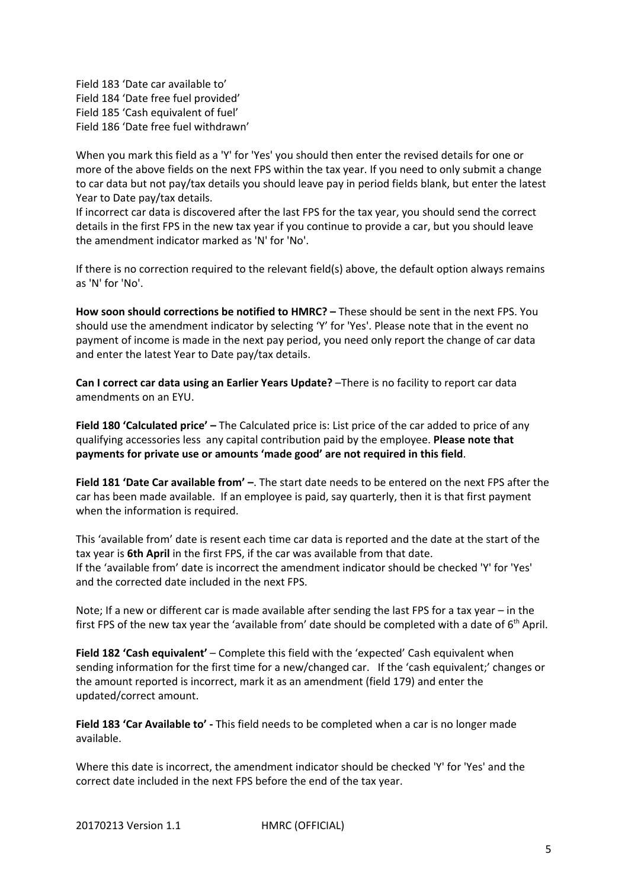Field 183 ‘Date car available to’
Field 184 ‘Date free fuel provided’
Field 185 ‘Cash equivalent of fuel’
Field 186 ‘Date free fuel withdrawn’

When you mark this field as a 'Y' for 'Yes' you should then enter the revised details for one or more of the above fields on the next FPS within the tax year. If you need to only submit a change to car data but not pay/tax details you should leave pay in period fields blank, but enter the latest Year to Date pay/tax details.
If incorrect car data is discovered after the last FPS for the tax year, you should send the correct details in the first FPS in the new tax year if you continue to provide a car, but you should leave the amendment indicator marked as 'N' for 'No'.

If there is no correction required to the relevant field(s) above, the default option always remains as 'N' for 'No'.

**How soon should corrections be notified to HMRC? –** These should be sent in the next FPS. You should use the amendment indicator by selecting ‘Y’ for 'Yes'. Please note that in the event no payment of income is made in the next pay period, you need only report the change of car data and enter the latest Year to Date pay/tax details.

**Can I correct car data using an Earlier Years Update?** –There is no facility to report car data amendments on an EYU.

**Field 180 ‘Calculated price’ –** The Calculated price is: List price of the car added to price of any qualifying accessories less any capital contribution paid by the employee. **Please note that payments for private use or amounts ‘made good’ are not required in this field**.

**Field 181 ‘Date Car available from’ –**. The start date needs to be entered on the next FPS after the car has been made available. If an employee is paid, say quarterly, then it is that first payment when the information is required.

This ‘available from’ date is resent each time car data is reported and the date at the start of the tax year is **6th April** in the first FPS, if the car was available from that date.
If the ‘available from’ date is incorrect the amendment indicator should be checked 'Y' for 'Yes' and the corrected date included in the next FPS.

Note; If a new or different car is made available after sending the last FPS for a tax year – in the first FPS of the new tax year the ‘available from’ date should be completed with a date of 6th April.

**Field 182 ‘Cash equivalent’** – Complete this field with the ‘expected’ Cash equivalent when sending information for the first time for a new/changed car. If the ‘cash equivalent;’ changes or the amount reported is incorrect, mark it as an amendment (field 179) and enter the updated/correct amount.

**Field 183 ‘Car Available to’ -** This field needs to be completed when a car is no longer made available.

Where this date is incorrect, the amendment indicator should be checked 'Y' for 'Yes' and the correct date included in the next FPS before the end of the tax year.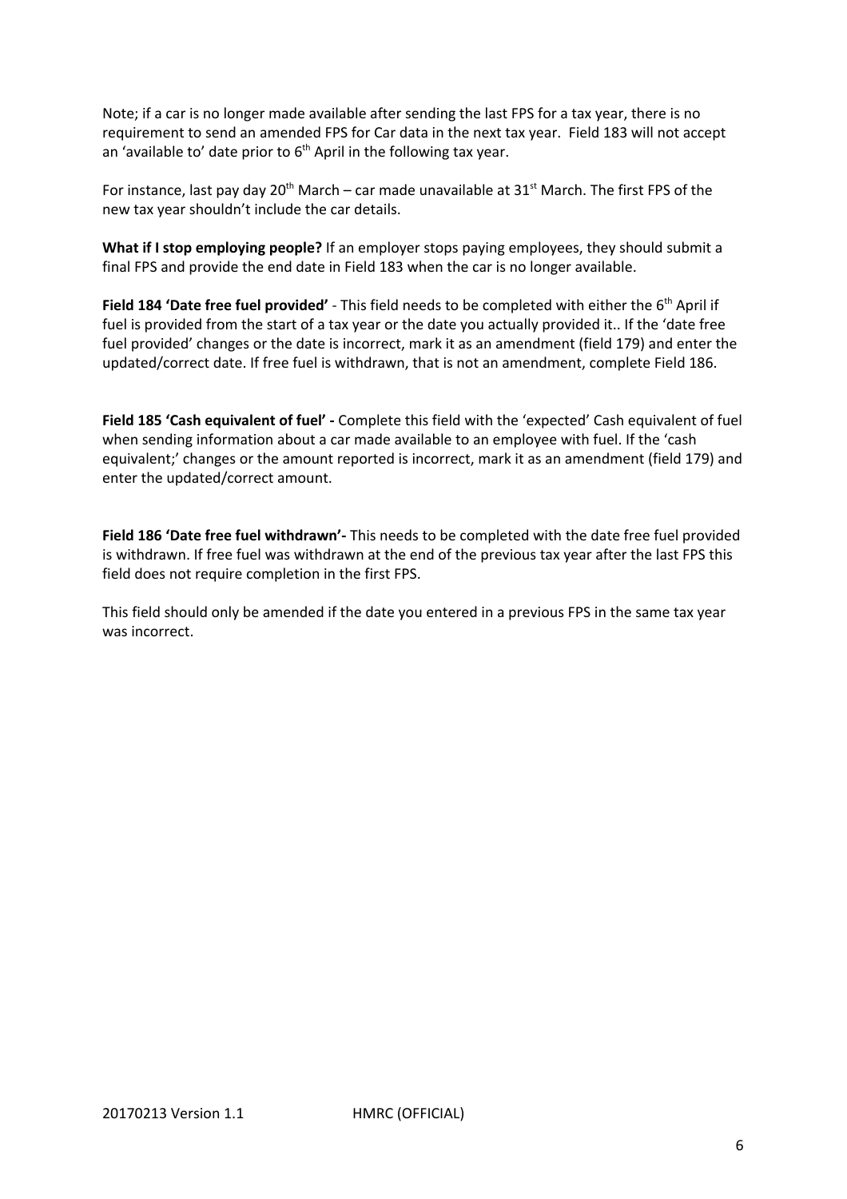Note; if a car is no longer made available after sending the last FPS for a tax year, there is no requirement to send an amended FPS for Car data in the next tax year. Field 183 will not accept an 'available to' date prior to 6th April in the following tax year.

For instance, last pay day 20th March – car made unavailable at 31st March. The first FPS of the new tax year shouldn't include the car details.

**What if I stop employing people?** If an employer stops paying employees, they should submit a final FPS and provide the end date in Field 183 when the car is no longer available.

**Field 184 'Date free fuel provided'** - This field needs to be completed with either the 6th April if fuel is provided from the start of a tax year or the date you actually provided it.. If the 'date free fuel provided' changes or the date is incorrect, mark it as an amendment (field 179) and enter the updated/correct date. If free fuel is withdrawn, that is not an amendment, complete Field 186.

**Field 185 'Cash equivalent of fuel' -** Complete this field with the 'expected' Cash equivalent of fuel when sending information about a car made available to an employee with fuel. If the 'cash equivalent;' changes or the amount reported is incorrect, mark it as an amendment (field 179) and enter the updated/correct amount.

**Field 186 'Date free fuel withdrawn'-** This needs to be completed with the date free fuel provided is withdrawn. If free fuel was withdrawn at the end of the previous tax year after the last FPS this field does not require completion in the first FPS.

This field should only be amended if the date you entered in a previous FPS in the same tax year was incorrect.